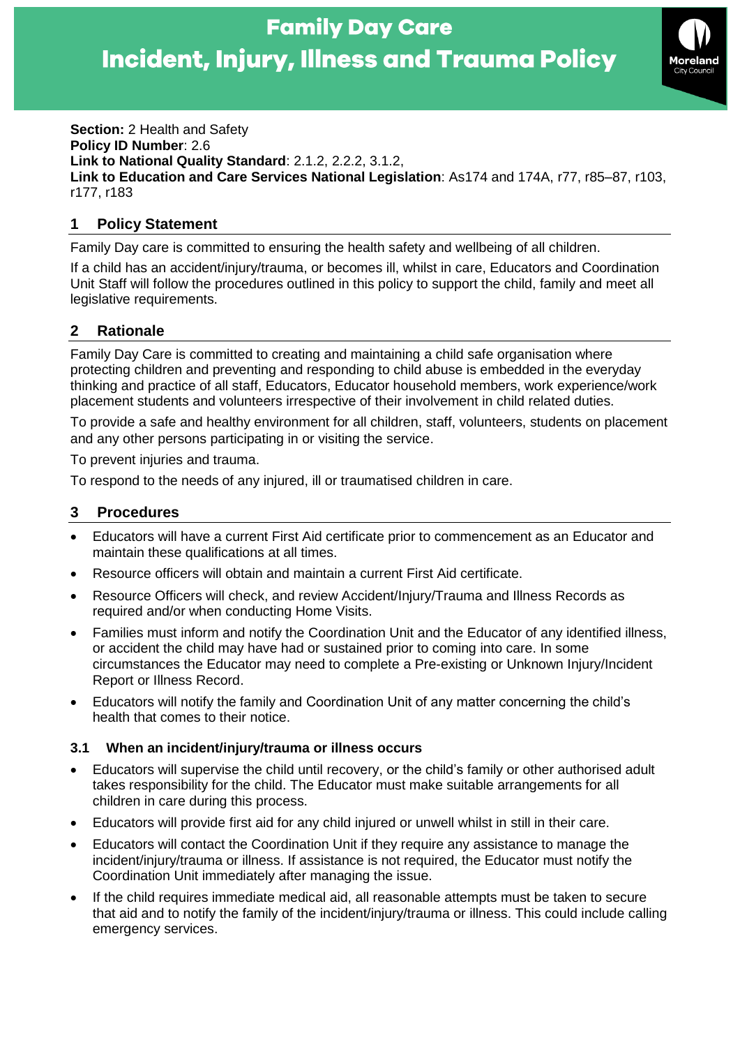# Family Day Care
# Incident, Injury, Illness and Trauma Policy

**Section:** 2 Health and Safety
**Policy ID Number**: 2.6
**Link to National Quality Standard**: 2.1.2, 2.2.2, 3.1.2,
**Link to Education and Care Services National Legislation**: As174 and 174A, r77, r85–87, r103, r177, r183

## 1 Policy Statement

Family Day care is committed to ensuring the health safety and wellbeing of all children.

If a child has an accident/injury/trauma, or becomes ill, whilst in care, Educators and Coordination Unit Staff will follow the procedures outlined in this policy to support the child, family and meet all legislative requirements.

## 2 Rationale

Family Day Care is committed to creating and maintaining a child safe organisation where protecting children and preventing and responding to child abuse is embedded in the everyday thinking and practice of all staff, Educators, Educator household members, work experience/work placement students and volunteers irrespective of their involvement in child related duties.

To provide a safe and healthy environment for all children, staff, volunteers, students on placement and any other persons participating in or visiting the service.

To prevent injuries and trauma.

To respond to the needs of any injured, ill or traumatised children in care.

## 3 Procedures

- Educators will have a current First Aid certificate prior to commencement as an Educator and maintain these qualifications at all times.
- Resource officers will obtain and maintain a current First Aid certificate.
- Resource Officers will check, and review Accident/Injury/Trauma and Illness Records as required and/or when conducting Home Visits.
- Families must inform and notify the Coordination Unit and the Educator of any identified illness, or accident the child may have had or sustained prior to coming into care. In some circumstances the Educator may need to complete a Pre-existing or Unknown Injury/Incident Report or Illness Record.
- Educators will notify the family and Coordination Unit of any matter concerning the child's health that comes to their notice.

### 3.1 When an incident/injury/trauma or illness occurs

- Educators will supervise the child until recovery, or the child's family or other authorised adult takes responsibility for the child. The Educator must make suitable arrangements for all children in care during this process.
- Educators will provide first aid for any child injured or unwell whilst in still in their care.
- Educators will contact the Coordination Unit if they require any assistance to manage the incident/injury/trauma or illness. If assistance is not required, the Educator must notify the Coordination Unit immediately after managing the issue.
- If the child requires immediate medical aid, all reasonable attempts must be taken to secure that aid and to notify the family of the incident/injury/trauma or illness. This could include calling emergency services.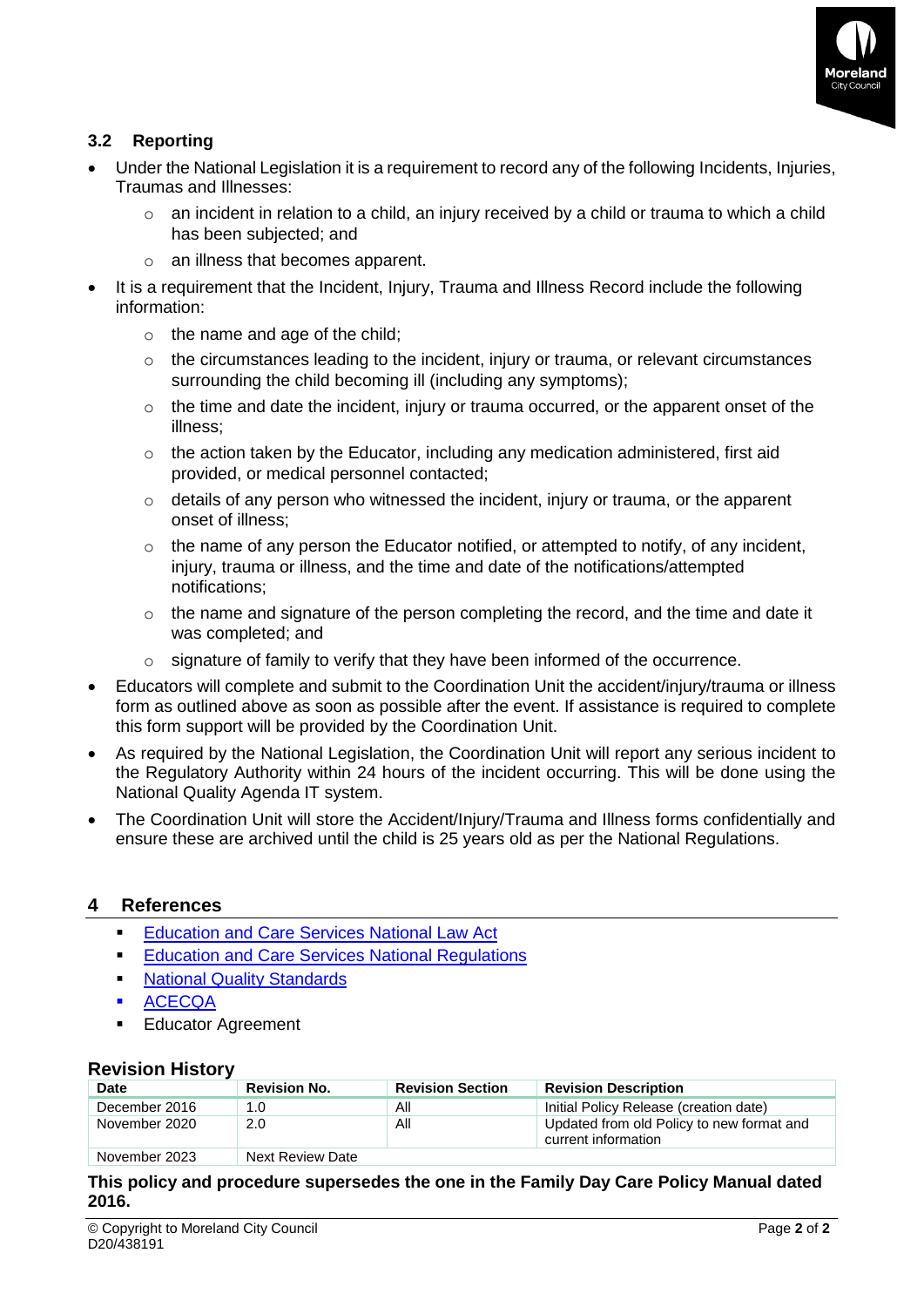### 3.2 Reporting

- Under the National Legislation it is a requirement to record any of the following Incidents, Injuries, Traumas and Illnesses:
  - an incident in relation to a child, an injury received by a child or trauma to which a child has been subjected; and
  - an illness that becomes apparent.
- It is a requirement that the Incident, Injury, Trauma and Illness Record include the following information:
  - the name and age of the child;
  - the circumstances leading to the incident, injury or trauma, or relevant circumstances surrounding the child becoming ill (including any symptoms);
  - the time and date the incident, injury or trauma occurred, or the apparent onset of the illness;
  - the action taken by the Educator, including any medication administered, first aid provided, or medical personnel contacted;
  - details of any person who witnessed the incident, injury or trauma, or the apparent onset of illness;
  - the name of any person the Educator notified, or attempted to notify, of any incident, injury, trauma or illness, and the time and date of the notifications/attempted notifications;
  - the name and signature of the person completing the record, and the time and date it was completed; and
  - signature of family to verify that they have been informed of the occurrence.
- Educators will complete and submit to the Coordination Unit the accident/injury/trauma or illness form as outlined above as soon as possible after the event. If assistance is required to complete this form support will be provided by the Coordination Unit.
- As required by the National Legislation, the Coordination Unit will report any serious incident to the Regulatory Authority within 24 hours of the incident occurring. This will be done using the National Quality Agenda IT system.
- The Coordination Unit will store the Accident/Injury/Trauma and Illness forms confidentially and ensure these are archived until the child is 25 years old as per the National Regulations.

## 4 References

- Education and Care Services National Law Act
- Education and Care Services National Regulations
- National Quality Standards
- ACECQA
- Educator Agreement

### Revision History

| Date | Revision No. | Revision Section | Revision Description |
|---|---|---|---|
| December 2016 | 1.0 | All | Initial Policy Release (creation date) |
| November 2020 | 2.0 | All | Updated from old Policy to new format and current information |
| November 2023 | Next Review Date | | |

**This policy and procedure supersedes the one in the Family Day Care Policy Manual dated 2016.**

© Copyright to Moreland City Council
D20/438191